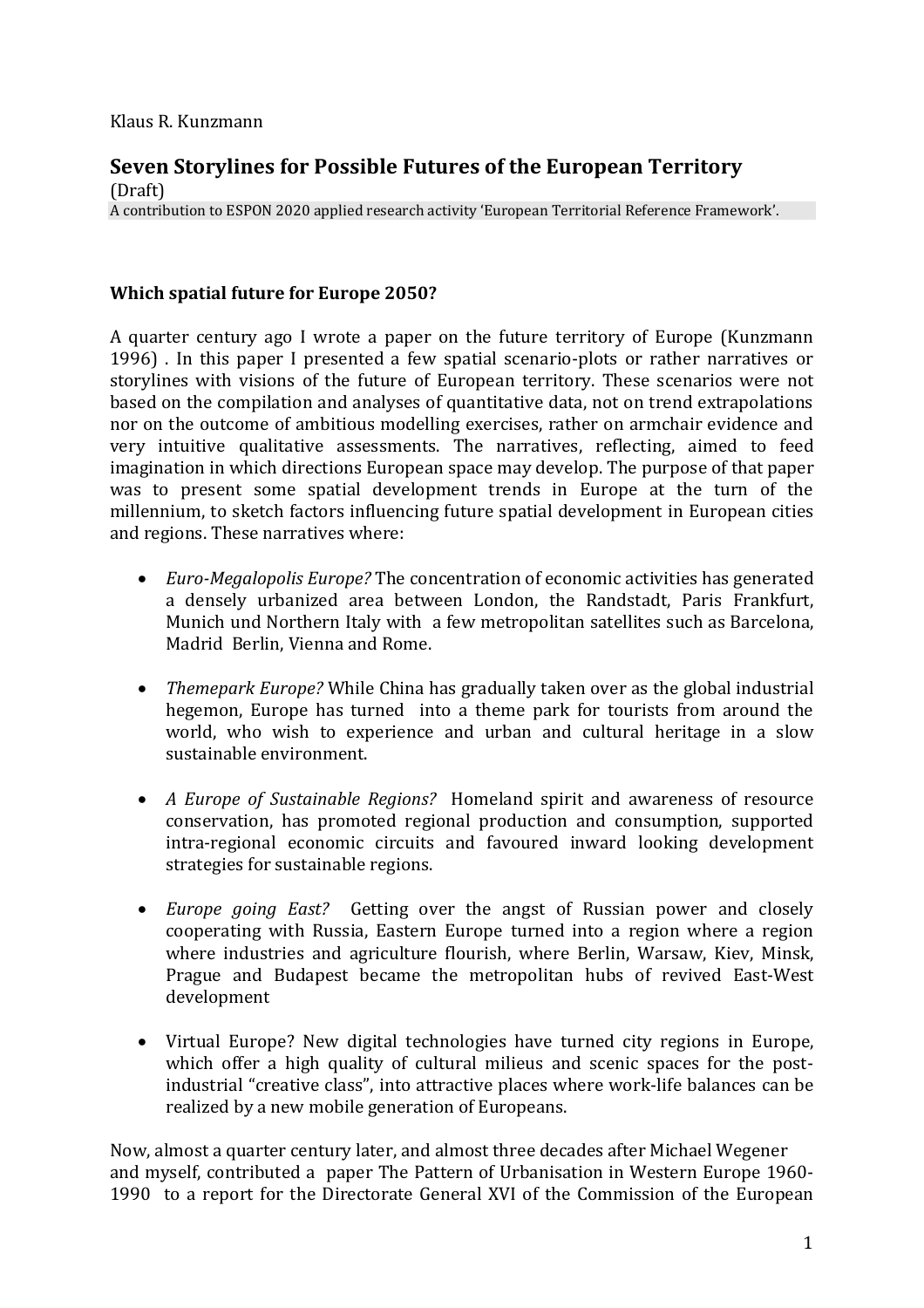Klaus R. Kunzmann

# Seven Storylines for Possible Futures of the European Territory

(Draft)

A contribution to ESPON 2020 applied research activity 'European Territorial Reference Framework'.

## Which spatial future for Europe 2050?

A quarter century ago I wrote a paper on the future territory of Europe (Kunzmann 1996) . In this paper I presented a few spatial scenario-plots or rather narratives or storylines with visions of the future of European territory. These scenarios were not based on the compilation and analyses of quantitative data, not on trend extrapolations nor on the outcome of ambitious modelling exercises, rather on armchair evidence and very intuitive qualitative assessments. The narratives, reflecting, aimed to feed imagination in which directions European space may develop. The purpose of that paper was to present some spatial development trends in Europe at the turn of the millennium, to sketch factors influencing future spatial development in European cities and regions. These narratives where:

- *Euro-Megalopolis Europe?* The concentration of economic activities has generated a densely urbanized area between London, the Randstadt, Paris Frankfurt, Munich und Northern Italy with a few metropolitan satellites such as Barcelona, Madrid Berlin, Vienna and Rome.
- *Themepark Europe?* While China has gradually taken over as the global industrial hegemon, Europe has turned into a theme park for tourists from around the world, who wish to experience and urban and cultural heritage in a slow sustainable environment.
- *A Europe of Sustainable Regions?* Homeland spirit and awareness of resource conservation, has promoted regional production and consumption, supported intra-regional economic circuits and favoured inward looking development strategies for sustainable regions.
- *Europe going East?* Getting over the angst of Russian power and closely cooperating with Russia, Eastern Europe turned into a region where a region where industries and agriculture flourish, where Berlin, Warsaw, Kiev, Minsk, Prague and Budapest became the metropolitan hubs of revived East-West development
- Virtual Europe? New digital technologies have turned city regions in Europe, which offer a high quality of cultural milieus and scenic spaces for the post-industrial "creative class", into attractive places where work-life balances can be realized by a new mobile generation of Europeans.

Now, almost a quarter century later, and almost three decades after Michael Wegener and myself, contributed a paper The Pattern of Urbanisation in Western Europe 1960-1990 to a report for the Directorate General XVI of the Commission of the European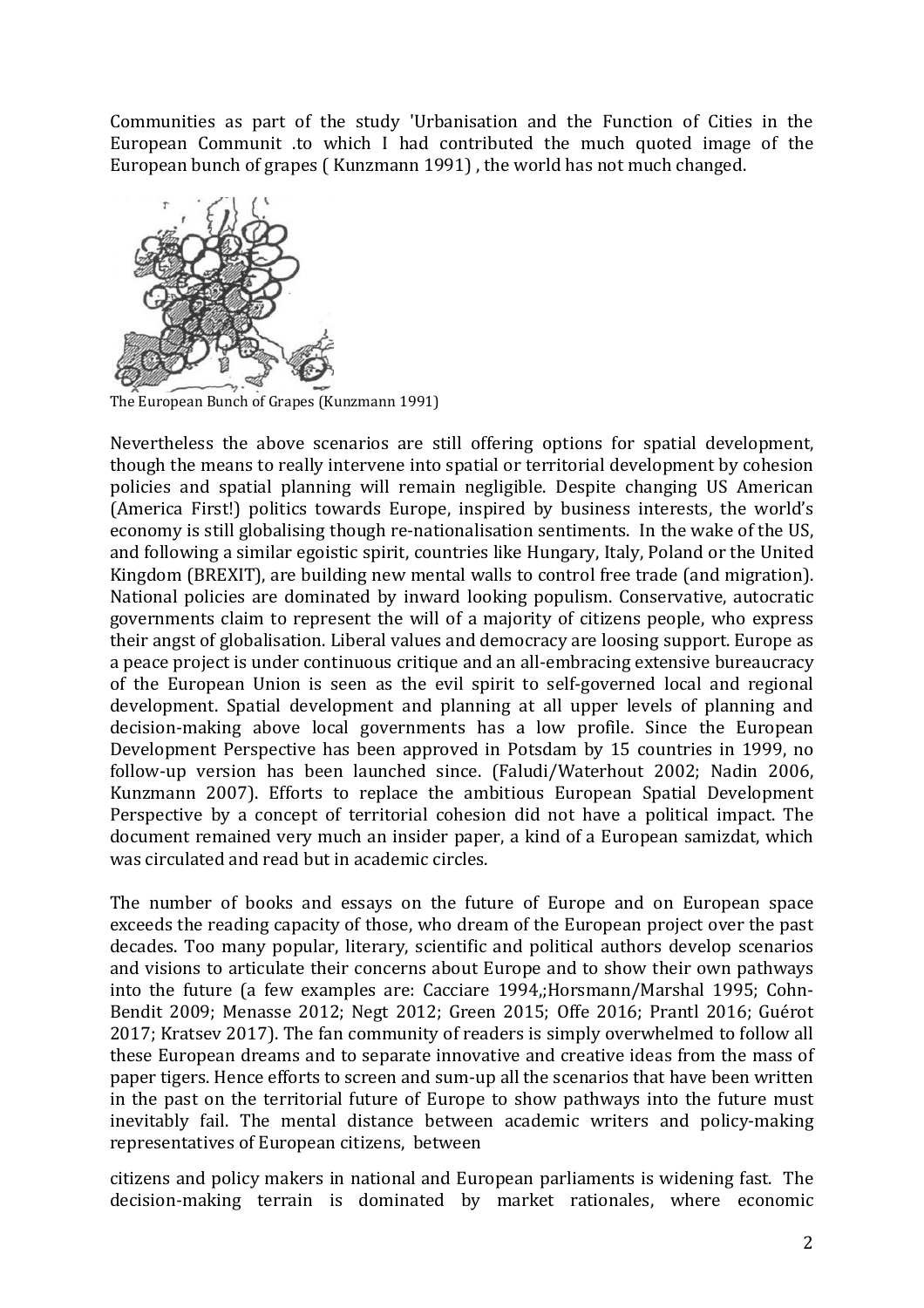Communities as part of the study 'Urbanisation and the Function of Cities in the European Communit .to which I had contributed the much quoted image of the European bunch of grapes ( Kunzmann 1991) , the world has not much changed.

The European Bunch of Grapes (Kunzmann 1991)

Nevertheless the above scenarios are still offering options for spatial development, though the means to really intervene into spatial or territorial development by cohesion policies and spatial planning will remain negligible. Despite changing US American (America First!) politics towards Europe, inspired by business interests, the world's economy is still globalising though re-nationalisation sentiments. In the wake of the US, and following a similar egoistic spirit, countries like Hungary, Italy, Poland or the United Kingdom (BREXIT), are building new mental walls to control free trade (and migration). National policies are dominated by inward looking populism. Conservative, autocratic governments claim to represent the will of a majority of citizens people, who express their angst of globalisation. Liberal values and democracy are loosing support. Europe as a peace project is under continuous critique and an all-embracing extensive bureaucracy of the European Union is seen as the evil spirit to self-governed local and regional development. Spatial development and planning at all upper levels of planning and decision-making above local governments has a low profile. Since the European Development Perspective has been approved in Potsdam by 15 countries in 1999, no follow-up version has been launched since. (Faludi/Waterhout 2002; Nadin 2006, Kunzmann 2007). Efforts to replace the ambitious European Spatial Development Perspective by a concept of territorial cohesion did not have a political impact. The document remained very much an insider paper, a kind of a European samizdat, which was circulated and read but in academic circles.

The number of books and essays on the future of Europe and on European space exceeds the reading capacity of those, who dream of the European project over the past decades. Too many popular, literary, scientific and political authors develop scenarios and visions to articulate their concerns about Europe and to show their own pathways into the future (a few examples are: Cacciare 1994,;Horsmann/Marshal 1995; Cohn-Bendit 2009; Menasse 2012; Negt 2012; Green 2015; Offe 2016; Prantl 2016; Guérot 2017; Kratsev 2017). The fan community of readers is simply overwhelmed to follow all these European dreams and to separate innovative and creative ideas from the mass of paper tigers. Hence efforts to screen and sum-up all the scenarios that have been written in the past on the territorial future of Europe to show pathways into the future must inevitably fail. The mental distance between academic writers and policy-making representatives of European citizens, between

citizens and policy makers in national and European parliaments is widening fast. The decision-making terrain is dominated by market rationales, where economic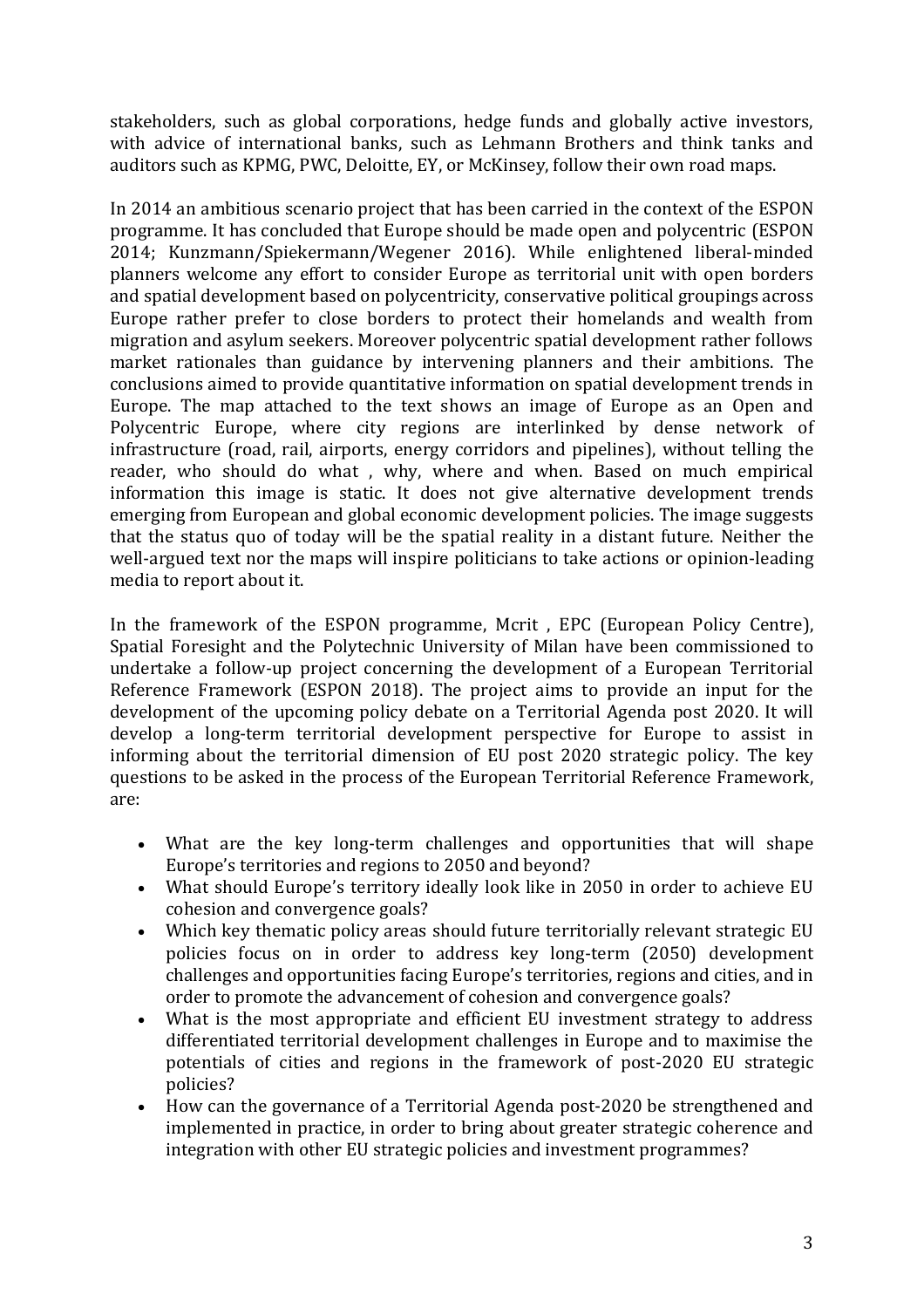stakeholders, such as global corporations, hedge funds and globally active investors, with advice of international banks, such as Lehmann Brothers and think tanks and auditors such as KPMG, PWC, Deloitte, EY, or McKinsey, follow their own road maps.

In 2014 an ambitious scenario project that has been carried in the context of the ESPON programme. It has concluded that Europe should be made open and polycentric (ESPON 2014; Kunzmann/Spiekermann/Wegener 2016). While enlightened liberal-minded planners welcome any effort to consider Europe as territorial unit with open borders and spatial development based on polycentricity, conservative political groupings across Europe rather prefer to close borders to protect their homelands and wealth from migration and asylum seekers. Moreover polycentric spatial development rather follows market rationales than guidance by intervening planners and their ambitions. The conclusions aimed to provide quantitative information on spatial development trends in Europe. The map attached to the text shows an image of Europe as an Open and Polycentric Europe, where city regions are interlinked by dense network of infrastructure (road, rail, airports, energy corridors and pipelines), without telling the reader, who should do what , why, where and when. Based on much empirical information this image is static. It does not give alternative development trends emerging from European and global economic development policies. The image suggests that the status quo of today will be the spatial reality in a distant future. Neither the well-argued text nor the maps will inspire politicians to take actions or opinion-leading media to report about it.

In the framework of the ESPON programme, Mcrit , EPC (European Policy Centre), Spatial Foresight and the Polytechnic University of Milan have been commissioned to undertake a follow-up project concerning the development of a European Territorial Reference Framework (ESPON 2018). The project aims to provide an input for the development of the upcoming policy debate on a Territorial Agenda post 2020. It will develop a long-term territorial development perspective for Europe to assist in informing about the territorial dimension of EU post 2020 strategic policy. The key questions to be asked in the process of the European Territorial Reference Framework, are:

- What are the key long-term challenges and opportunities that will shape Europe's territories and regions to 2050 and beyond?
- What should Europe's territory ideally look like in 2050 in order to achieve EU cohesion and convergence goals?
- Which key thematic policy areas should future territorially relevant strategic EU policies focus on in order to address key long-term (2050) development challenges and opportunities facing Europe's territories, regions and cities, and in order to promote the advancement of cohesion and convergence goals?
- What is the most appropriate and efficient EU investment strategy to address differentiated territorial development challenges in Europe and to maximise the potentials of cities and regions in the framework of post-2020 EU strategic policies?
- How can the governance of a Territorial Agenda post-2020 be strengthened and implemented in practice, in order to bring about greater strategic coherence and integration with other EU strategic policies and investment programmes?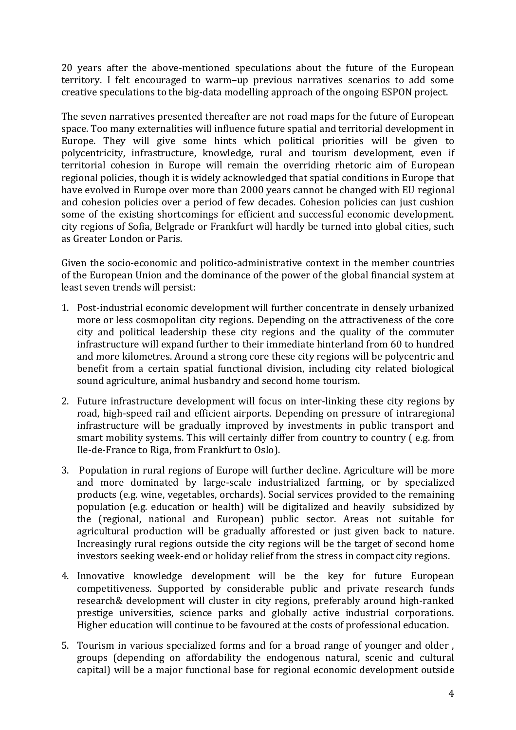20 years after the above-mentioned speculations about the future of the European territory. I felt encouraged to warm–up previous narratives scenarios to add some creative speculations to the big-data modelling approach of the ongoing ESPON project.

The seven narratives presented thereafter are not road maps for the future of European space. Too many externalities will influence future spatial and territorial development in Europe. They will give some hints which political priorities will be given to polycentricity, infrastructure, knowledge, rural and tourism development, even if territorial cohesion in Europe will remain the overriding rhetoric aim of European regional policies, though it is widely acknowledged that spatial conditions in Europe that have evolved in Europe over more than 2000 years cannot be changed with EU regional and cohesion policies over a period of few decades. Cohesion policies can just cushion some of the existing shortcomings for efficient and successful economic development. city regions of Sofia, Belgrade or Frankfurt will hardly be turned into global cities, such as Greater London or Paris.

Given the socio-economic and politico-administrative context in the member countries of the European Union and the dominance of the power of the global financial system at least seven trends will persist:

1. Post-industrial economic development will further concentrate in densely urbanized more or less cosmopolitan city regions. Depending on the attractiveness of the core city and political leadership these city regions and the quality of the commuter infrastructure will expand further to their immediate hinterland from 60 to hundred and more kilometres. Around a strong core these city regions will be polycentric and benefit from a certain spatial functional division, including city related biological sound agriculture, animal husbandry and second home tourism.
2. Future infrastructure development will focus on inter-linking these city regions by road, high-speed rail and efficient airports. Depending on pressure of intraregional infrastructure will be gradually improved by investments in public transport and smart mobility systems. This will certainly differ from country to country ( e.g. from Ile-de-France to Riga, from Frankfurt to Oslo).
3. Population in rural regions of Europe will further decline. Agriculture will be more and more dominated by large-scale industrialized farming, or by specialized products (e.g. wine, vegetables, orchards). Social services provided to the remaining population (e.g. education or health) will be digitalized and heavily subsidized by the (regional, national and European) public sector. Areas not suitable for agricultural production will be gradually afforested or just given back to nature. Increasingly rural regions outside the city regions will be the target of second home investors seeking week-end or holiday relief from the stress in compact city regions.
4. Innovative knowledge development will be the key for future European competitiveness. Supported by considerable public and private research funds research& development will cluster in city regions, preferably around high-ranked prestige universities, science parks and globally active industrial corporations. Higher education will continue to be favoured at the costs of professional education.
5. Tourism in various specialized forms and for a broad range of younger and older , groups (depending on affordability the endogenous natural, scenic and cultural capital) will be a major functional base for regional economic development outside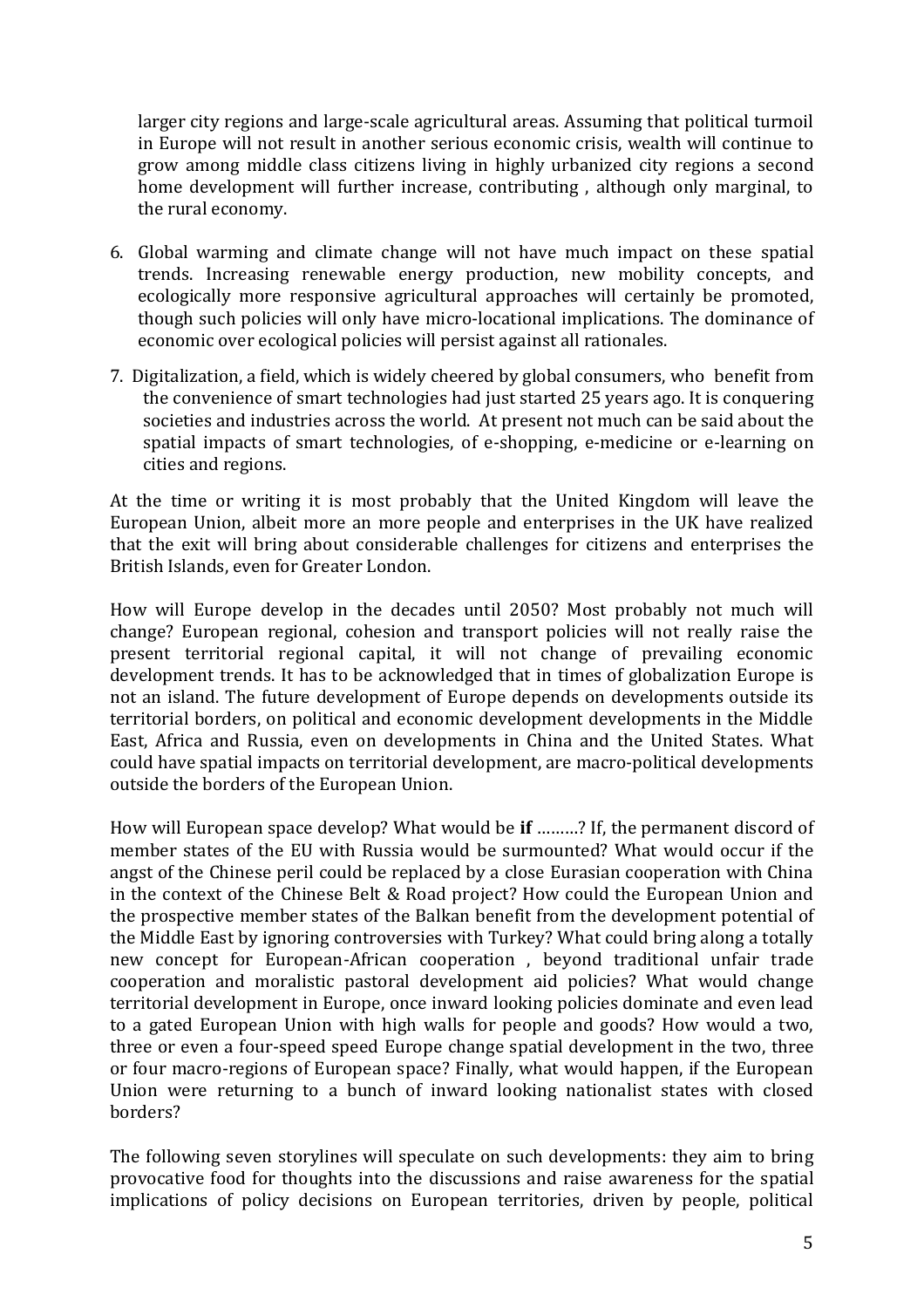larger city regions and large-scale agricultural areas. Assuming that political turmoil in Europe will not result in another serious economic crisis, wealth will continue to grow among middle class citizens living in highly urbanized city regions a second home development will further increase, contributing , although only marginal, to the rural economy.

6. Global warming and climate change will not have much impact on these spatial trends. Increasing renewable energy production, new mobility concepts, and ecologically more responsive agricultural approaches will certainly be promoted, though such policies will only have micro-locational implications. The dominance of economic over ecological policies will persist against all rationales.

7. Digitalization, a field, which is widely cheered by global consumers, who benefit from the convenience of smart technologies had just started 25 years ago. It is conquering societies and industries across the world. At present not much can be said about the spatial impacts of smart technologies, of e-shopping, e-medicine or e-learning on cities and regions.

At the time or writing it is most probably that the United Kingdom will leave the European Union, albeit more an more people and enterprises in the UK have realized that the exit will bring about considerable challenges for citizens and enterprises the British Islands, even for Greater London.

How will Europe develop in the decades until 2050? Most probably not much will change? European regional, cohesion and transport policies will not really raise the present territorial regional capital, it will not change of prevailing economic development trends. It has to be acknowledged that in times of globalization Europe is not an island. The future development of Europe depends on developments outside its territorial borders, on political and economic development developments in the Middle East, Africa and Russia, even on developments in China and the United States. What could have spatial impacts on territorial development, are macro-political developments outside the borders of the European Union.

How will European space develop? What would be **if** ………? If, the permanent discord of member states of the EU with Russia would be surmounted? What would occur if the angst of the Chinese peril could be replaced by a close Eurasian cooperation with China in the context of the Chinese Belt & Road project? How could the European Union and the prospective member states of the Balkan benefit from the development potential of the Middle East by ignoring controversies with Turkey? What could bring along a totally new concept for European-African cooperation , beyond traditional unfair trade cooperation and moralistic pastoral development aid policies? What would change territorial development in Europe, once inward looking policies dominate and even lead to a gated European Union with high walls for people and goods? How would a two, three or even a four-speed speed Europe change spatial development in the two, three or four macro-regions of European space? Finally, what would happen, if the European Union were returning to a bunch of inward looking nationalist states with closed borders?

The following seven storylines will speculate on such developments: they aim to bring provocative food for thoughts into the discussions and raise awareness for the spatial implications of policy decisions on European territories, driven by people, political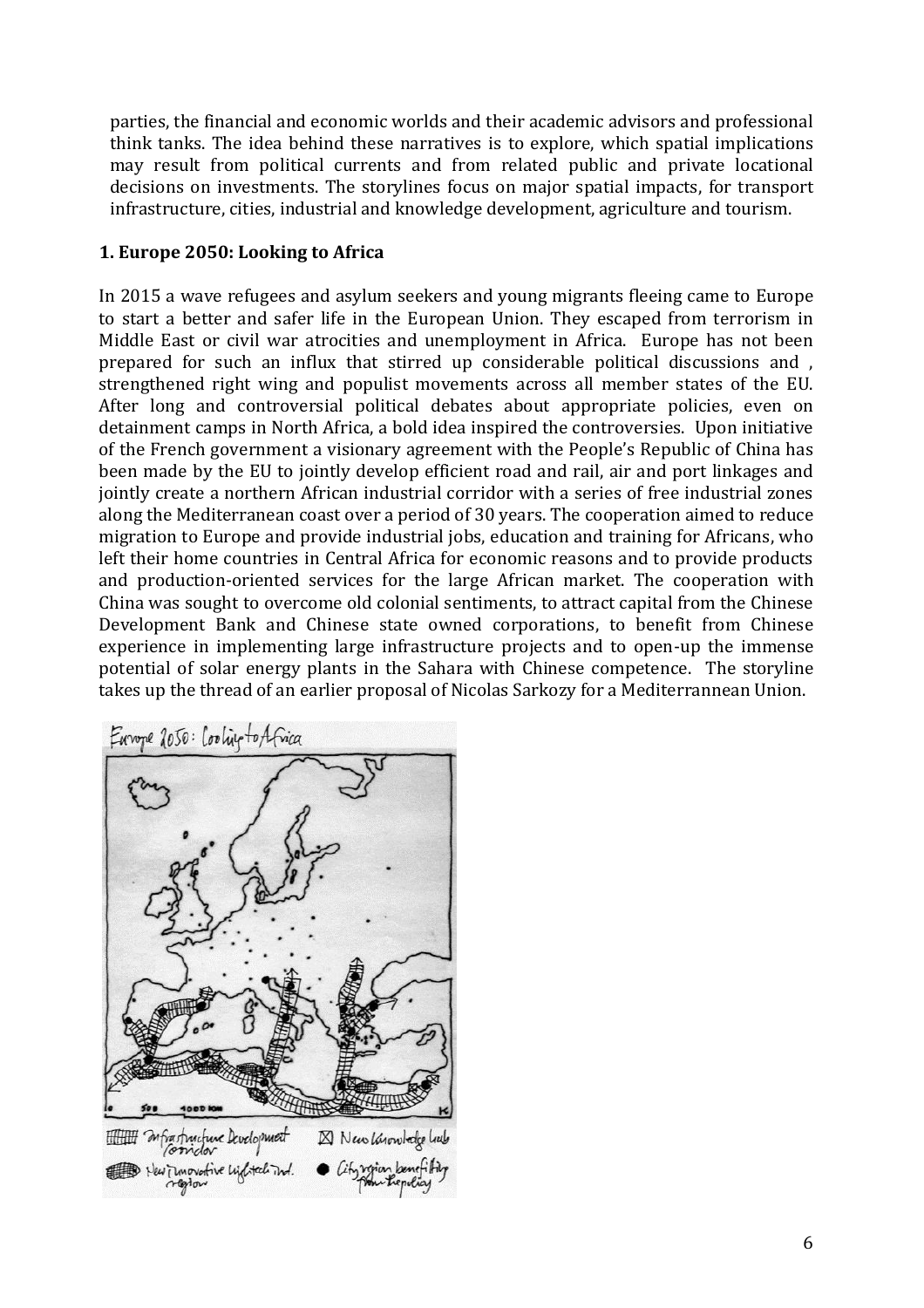parties, the financial and economic worlds and their academic advisors and professional think tanks. The idea behind these narratives is to explore, which spatial implications may result from political currents and from related public and private locational decisions on investments. The storylines focus on major spatial impacts, for transport infrastructure, cities, industrial and knowledge development, agriculture and tourism.

**1. Europe 2050: Looking to Africa**

In 2015 a wave refugees and asylum seekers and young migrants fleeing came to Europe to start a better and safer life in the European Union. They escaped from terrorism in Middle East or civil war atrocities and unemployment in Africa. Europe has not been prepared for such an influx that stirred up considerable political discussions and , strengthened right wing and populist movements across all member states of the EU. After long and controversial political debates about appropriate policies, even on detainment camps in North Africa, a bold idea inspired the controversies. Upon initiative of the French government a visionary agreement with the People's Republic of China has been made by the EU to jointly develop efficient road and rail, air and port linkages and jointly create a northern African industrial corridor with a series of free industrial zones along the Mediterranean coast over a period of 30 years. The cooperation aimed to reduce migration to Europe and provide industrial jobs, education and training for Africans, who left their home countries in Central Africa for economic reasons and to provide products and production-oriented services for the large African market. The cooperation with China was sought to overcome old colonial sentiments, to attract capital from the Chinese Development Bank and Chinese state owned corporations, to benefit from Chinese experience in implementing large infrastructure projects and to open-up the immense potential of solar energy plants in the Sahara with Chinese competence. The storyline takes up the thread of an earlier proposal of Nicolas Sarkozy for a Mediterrannean Union.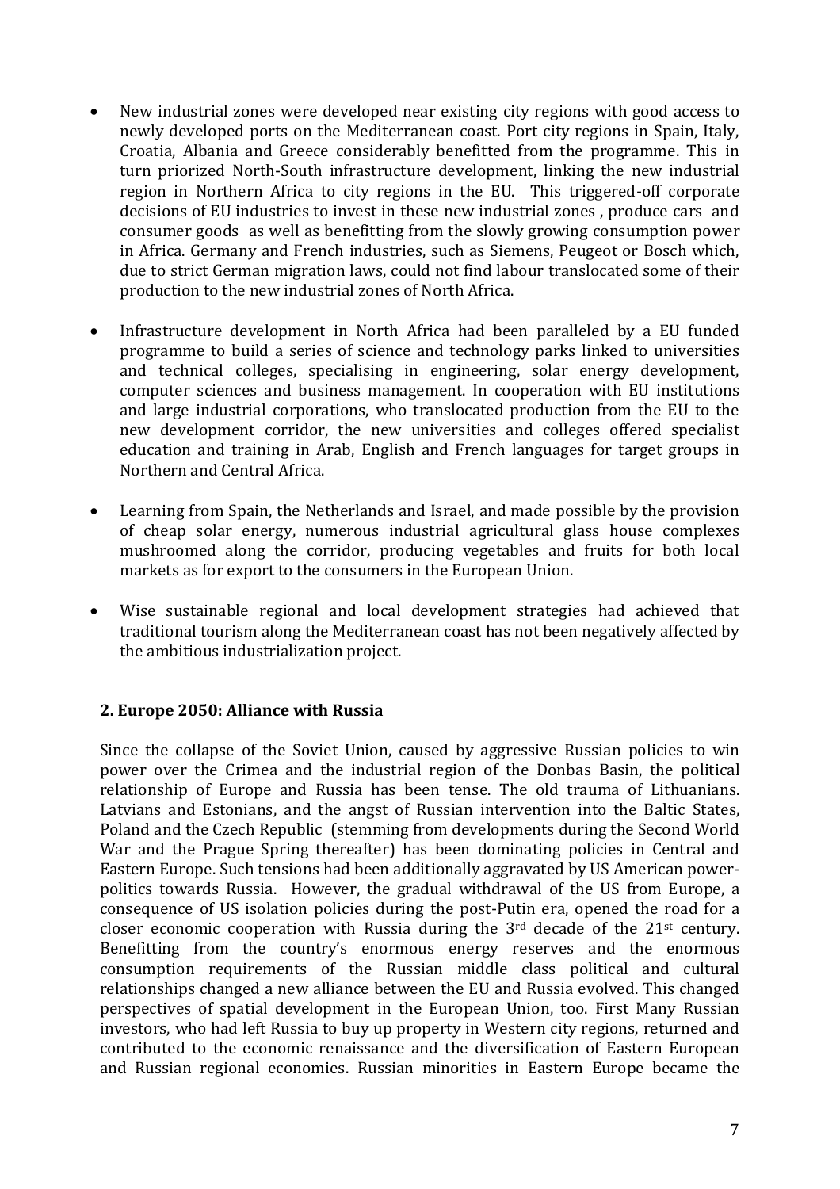- New industrial zones were developed near existing city regions with good access to newly developed ports on the Mediterranean coast. Port city regions in Spain, Italy, Croatia, Albania and Greece considerably benefitted from the programme. This in turn priorized North-South infrastructure development, linking the new industrial region in Northern Africa to city regions in the EU. This triggered-off corporate decisions of EU industries to invest in these new industrial zones , produce cars and consumer goods as well as benefitting from the slowly growing consumption power in Africa. Germany and French industries, such as Siemens, Peugeot or Bosch which, due to strict German migration laws, could not find labour translocated some of their production to the new industrial zones of North Africa.

- Infrastructure development in North Africa had been paralleled by a EU funded programme to build a series of science and technology parks linked to universities and technical colleges, specialising in engineering, solar energy development, computer sciences and business management. In cooperation with EU institutions and large industrial corporations, who translocated production from the EU to the new development corridor, the new universities and colleges offered specialist education and training in Arab, English and French languages for target groups in Northern and Central Africa.

- Learning from Spain, the Netherlands and Israel, and made possible by the provision of cheap solar energy, numerous industrial agricultural glass house complexes mushroomed along the corridor, producing vegetables and fruits for both local markets as for export to the consumers in the European Union.

- Wise sustainable regional and local development strategies had achieved that traditional tourism along the Mediterranean coast has not been negatively affected by the ambitious industrialization project.

## 2. Europe 2050: Alliance with Russia

Since the collapse of the Soviet Union, caused by aggressive Russian policies to win power over the Crimea and the industrial region of the Donbas Basin, the political relationship of Europe and Russia has been tense. The old trauma of Lithuanians. Latvians and Estonians, and the angst of Russian intervention into the Baltic States, Poland and the Czech Republic (stemming from developments during the Second World War and the Prague Spring thereafter) has been dominating policies in Central and Eastern Europe. Such tensions had been additionally aggravated by US American power-politics towards Russia. However, the gradual withdrawal of the US from Europe, a consequence of US isolation policies during the post-Putin era, opened the road for a closer economic cooperation with Russia during the 3rd decade of the 21st century. Benefitting from the country's enormous energy reserves and the enormous consumption requirements of the Russian middle class political and cultural relationships changed a new alliance between the EU and Russia evolved. This changed perspectives of spatial development in the European Union, too. First Many Russian investors, who had left Russia to buy up property in Western city regions, returned and contributed to the economic renaissance and the diversification of Eastern European and Russian regional economies. Russian minorities in Eastern Europe became the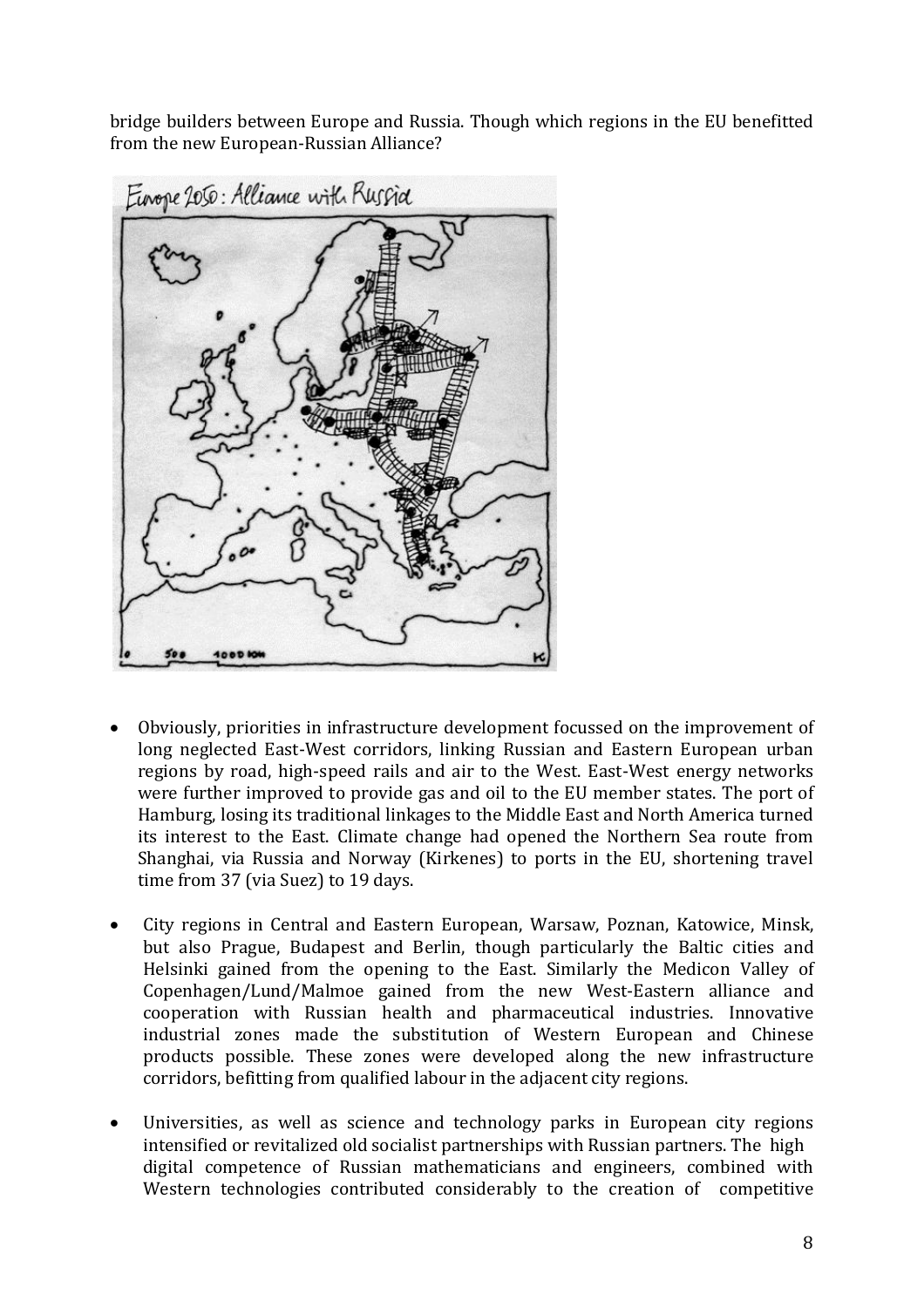bridge builders between Europe and Russia. Though which regions in the EU benefitted from the new European-Russian Alliance?

- Obviously, priorities in infrastructure development focussed on the improvement of long neglected East-West corridors, linking Russian and Eastern European urban regions by road, high-speed rails and air to the West. East-West energy networks were further improved to provide gas and oil to the EU member states. The port of Hamburg, losing its traditional linkages to the Middle East and North America turned its interest to the East. Climate change had opened the Northern Sea route from Shanghai, via Russia and Norway (Kirkenes) to ports in the EU, shortening travel time from 37 (via Suez) to 19 days.

- City regions in Central and Eastern European, Warsaw, Poznan, Katowice, Minsk, but also Prague, Budapest and Berlin, though particularly the Baltic cities and Helsinki gained from the opening to the East. Similarly the Medicon Valley of Copenhagen/Lund/Malmoe gained from the new West-Eastern alliance and cooperation with Russian health and pharmaceutical industries. Innovative industrial zones made the substitution of Western European and Chinese products possible. These zones were developed along the new infrastructure corridors, befitting from qualified labour in the adjacent city regions.

- Universities, as well as science and technology parks in European city regions intensified or revitalized old socialist partnerships with Russian partners. The high digital competence of Russian mathematicians and engineers, combined with Western technologies contributed considerably to the creation of competitive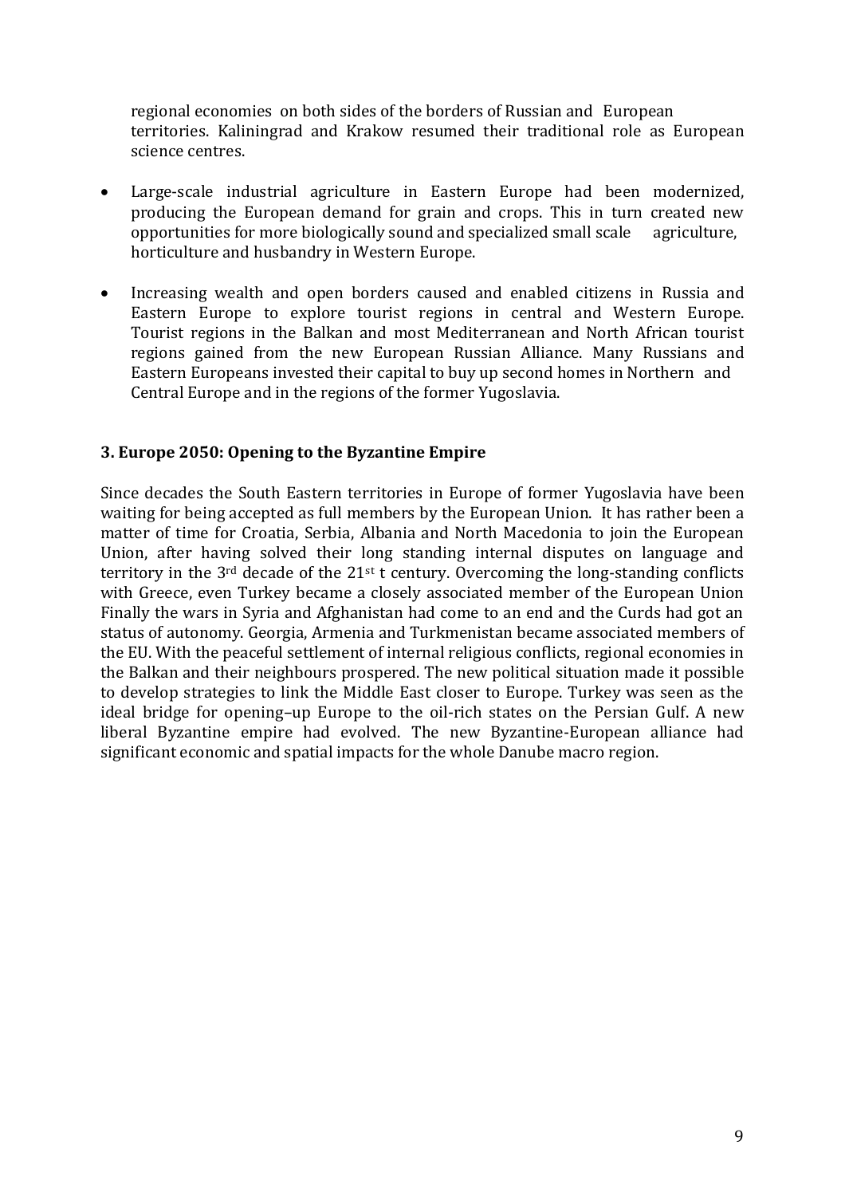regional economies on both sides of the borders of Russian and European territories. Kaliningrad and Krakow resumed their traditional role as European science centres.

- Large-scale industrial agriculture in Eastern Europe had been modernized, producing the European demand for grain and crops. This in turn created new opportunities for more biologically sound and specialized small scale agriculture, horticulture and husbandry in Western Europe.
- Increasing wealth and open borders caused and enabled citizens in Russia and Eastern Europe to explore tourist regions in central and Western Europe. Tourist regions in the Balkan and most Mediterranean and North African tourist regions gained from the new European Russian Alliance. Many Russians and Eastern Europeans invested their capital to buy up second homes in Northern and Central Europe and in the regions of the former Yugoslavia.

### 3. Europe 2050: Opening to the Byzantine Empire

Since decades the South Eastern territories in Europe of former Yugoslavia have been waiting for being accepted as full members by the European Union. It has rather been a matter of time for Croatia, Serbia, Albania and North Macedonia to join the European Union, after having solved their long standing internal disputes on language and territory in the 3rd decade of the 21st t century. Overcoming the long-standing conflicts with Greece, even Turkey became a closely associated member of the European Union Finally the wars in Syria and Afghanistan had come to an end and the Curds had got an status of autonomy. Georgia, Armenia and Turkmenistan became associated members of the EU. With the peaceful settlement of internal religious conflicts, regional economies in the Balkan and their neighbours prospered. The new political situation made it possible to develop strategies to link the Middle East closer to Europe. Turkey was seen as the ideal bridge for opening–up Europe to the oil-rich states on the Persian Gulf. A new liberal Byzantine empire had evolved. The new Byzantine-European alliance had significant economic and spatial impacts for the whole Danube macro region.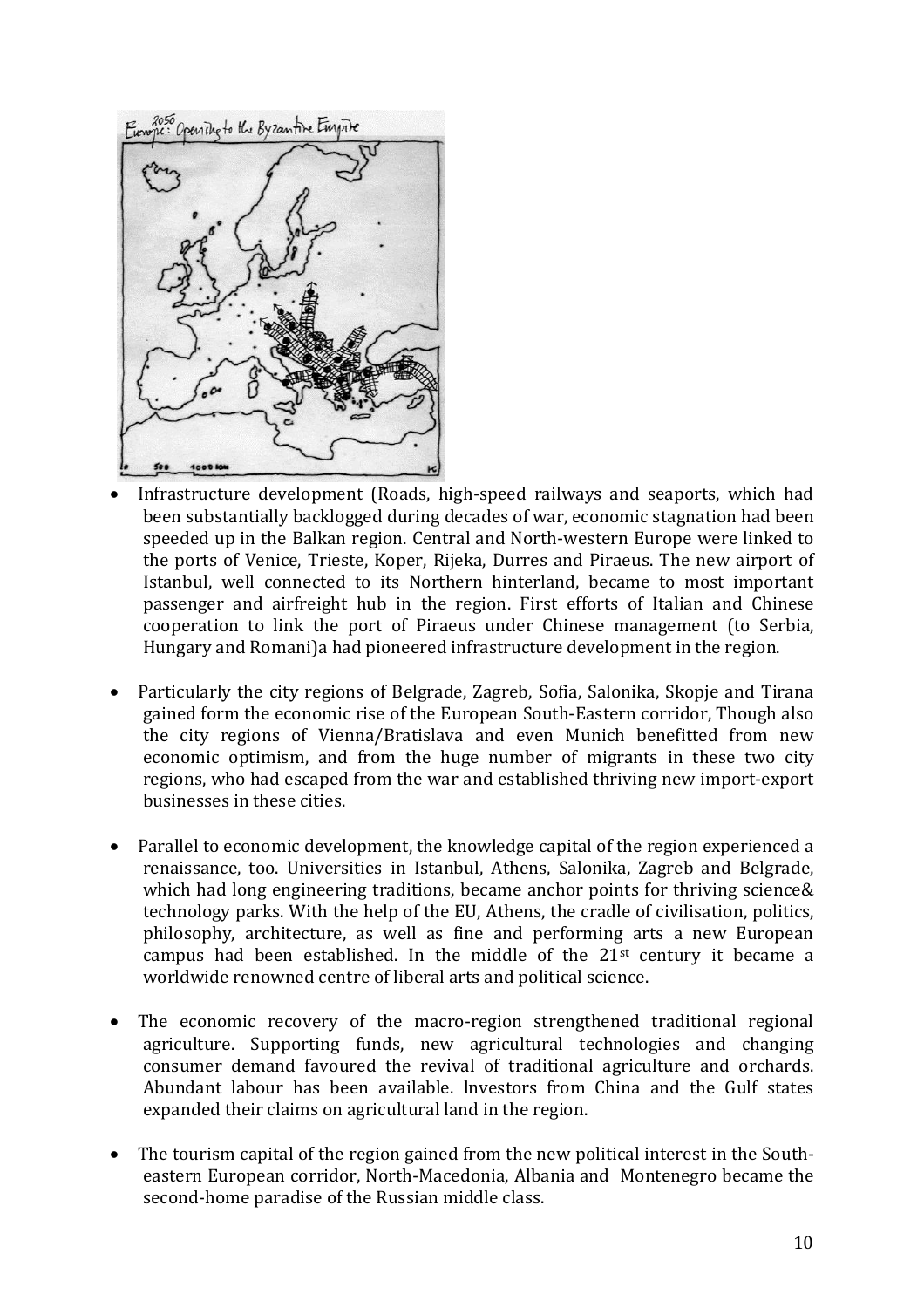- Infrastructure development (Roads, high-speed railways and seaports, which had been substantially backlogged during decades of war, economic stagnation had been speeded up in the Balkan region. Central and North-western Europe were linked to the ports of Venice, Trieste, Koper, Rijeka, Durres and Piraeus. The new airport of Istanbul, well connected to its Northern hinterland, became to most important passenger and airfreight hub in the region. First efforts of Italian and Chinese cooperation to link the port of Piraeus under Chinese management (to Serbia, Hungary and Romani)a had pioneered infrastructure development in the region.

- Particularly the city regions of Belgrade, Zagreb, Sofia, Salonika, Skopje and Tirana gained form the economic rise of the European South-Eastern corridor, Though also the city regions of Vienna/Bratislava and even Munich benefitted from new economic optimism, and from the huge number of migrants in these two city regions, who had escaped from the war and established thriving new import-export businesses in these cities.

- Parallel to economic development, the knowledge capital of the region experienced a renaissance, too. Universities in Istanbul, Athens, Salonika, Zagreb and Belgrade, which had long engineering traditions, became anchor points for thriving science& technology parks. With the help of the EU, Athens, the cradle of civilisation, politics, philosophy, architecture, as well as fine and performing arts a new European campus had been established. In the middle of the 21st century it became a worldwide renowned centre of liberal arts and political science.

- The economic recovery of the macro-region strengthened traditional regional agriculture. Supporting funds, new agricultural technologies and changing consumer demand favoured the revival of traditional agriculture and orchards. Abundant labour has been available. lnvestors from China and the Gulf states expanded their claims on agricultural land in the region.

- The tourism capital of the region gained from the new political interest in the South-eastern European corridor, North-Macedonia, Albania and Montenegro became the second-home paradise of the Russian middle class.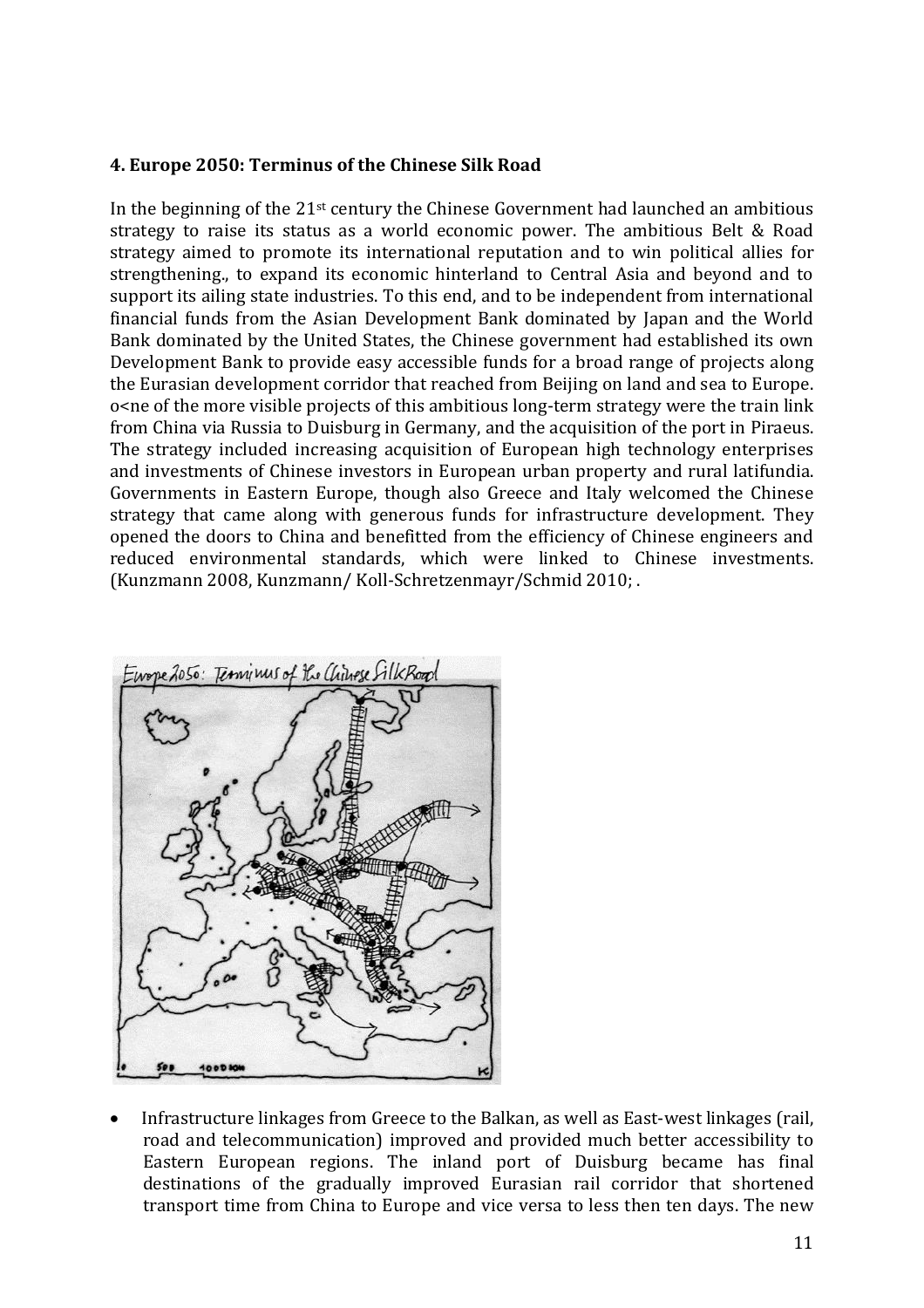### 4. Europe 2050: Terminus of the Chinese Silk Road

In the beginning of the 21st century the Chinese Government had launched an ambitious strategy to raise its status as a world economic power. The ambitious Belt & Road strategy aimed to promote its international reputation and to win political allies for strengthening., to expand its economic hinterland to Central Asia and beyond and to support its ailing state industries. To this end, and to be independent from international financial funds from the Asian Development Bank dominated by Japan and the World Bank dominated by the United States, the Chinese government had established its own Development Bank to provide easy accessible funds for a broad range of projects along the Eurasian development corridor that reached from Beijing on land and sea to Europe. o<ne of the more visible projects of this ambitious long-term strategy were the train link from China via Russia to Duisburg in Germany, and the acquisition of the port in Piraeus. The strategy included increasing acquisition of European high technology enterprises and investments of Chinese investors in European urban property and rural latifundia. Governments in Eastern Europe, though also Greece and Italy welcomed the Chinese strategy that came along with generous funds for infrastructure development. They opened the doors to China and benefitted from the efficiency of Chinese engineers and reduced environmental standards, which were linked to Chinese investments. (Kunzmann 2008, Kunzmann/ Koll-Schretzenmayr/Schmid 2010; .

- Infrastructure linkages from Greece to the Balkan, as well as East-west linkages (rail, road and telecommunication) improved and provided much better accessibility to Eastern European regions. The inland port of Duisburg became has final destinations of the gradually improved Eurasian rail corridor that shortened transport time from China to Europe and vice versa to less then ten days. The new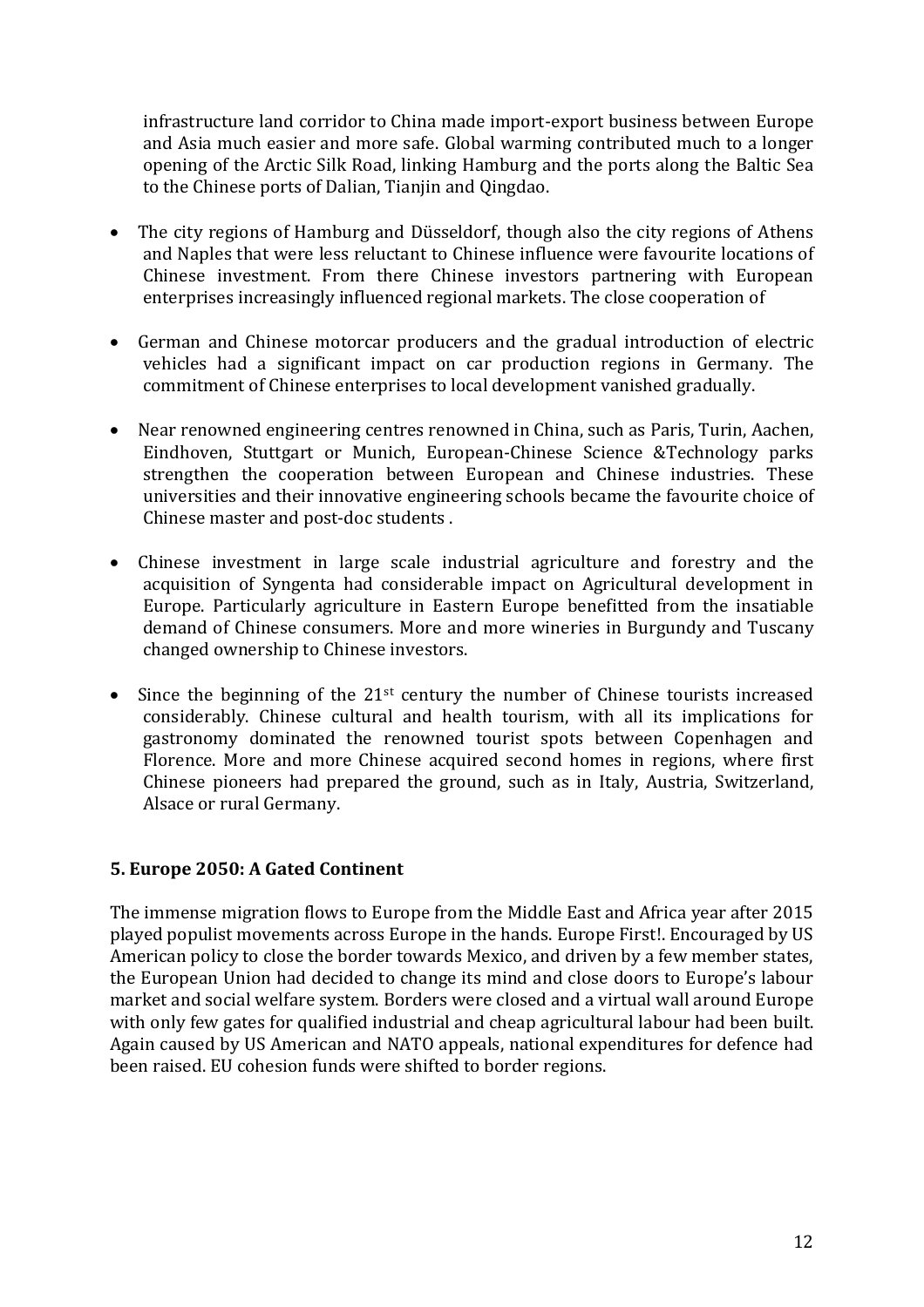infrastructure land corridor to China made import-export business between Europe and Asia much easier and more safe. Global warming contributed much to a longer opening of the Arctic Silk Road, linking Hamburg and the ports along the Baltic Sea to the Chinese ports of Dalian, Tianjin and Qingdao.

- The city regions of Hamburg and Düsseldorf, though also the city regions of Athens and Naples that were less reluctant to Chinese influence were favourite locations of Chinese investment. From there Chinese investors partnering with European enterprises increasingly influenced regional markets. The close cooperation of
- German and Chinese motorcar producers and the gradual introduction of electric vehicles had a significant impact on car production regions in Germany. The commitment of Chinese enterprises to local development vanished gradually.
- Near renowned engineering centres renowned in China, such as Paris, Turin, Aachen, Eindhoven, Stuttgart or Munich, European-Chinese Science &Technology parks strengthen the cooperation between European and Chinese industries. These universities and their innovative engineering schools became the favourite choice of Chinese master and post-doc students .
- Chinese investment in large scale industrial agriculture and forestry and the acquisition of Syngenta had considerable impact on Agricultural development in Europe. Particularly agriculture in Eastern Europe benefitted from the insatiable demand of Chinese consumers. More and more wineries in Burgundy and Tuscany changed ownership to Chinese investors.
- Since the beginning of the 21st century the number of Chinese tourists increased considerably. Chinese cultural and health tourism, with all its implications for gastronomy dominated the renowned tourist spots between Copenhagen and Florence. More and more Chinese acquired second homes in regions, where first Chinese pioneers had prepared the ground, such as in Italy, Austria, Switzerland, Alsace or rural Germany.

## 5. Europe 2050: A Gated Continent

The immense migration flows to Europe from the Middle East and Africa year after 2015 played populist movements across Europe in the hands. Europe First!. Encouraged by US American policy to close the border towards Mexico, and driven by a few member states, the European Union had decided to change its mind and close doors to Europe's labour market and social welfare system. Borders were closed and a virtual wall around Europe with only few gates for qualified industrial and cheap agricultural labour had been built. Again caused by US American and NATO appeals, national expenditures for defence had been raised. EU cohesion funds were shifted to border regions.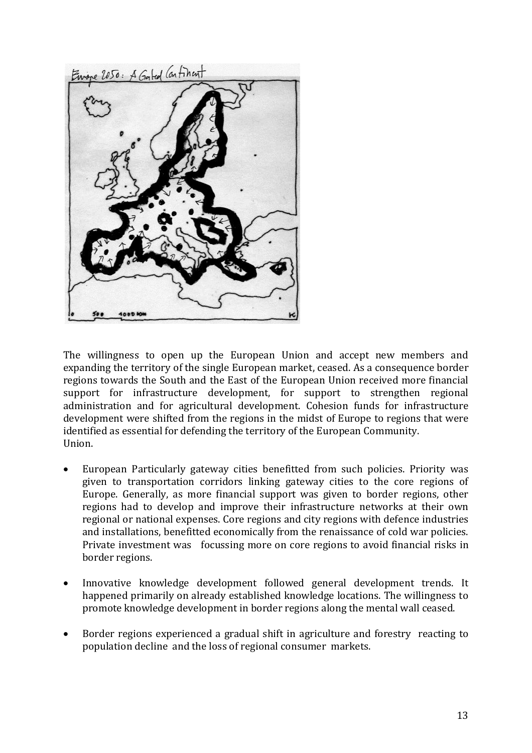The willingness to open up the European Union and accept new members and expanding the territory of the single European market, ceased. As a consequence border regions towards the South and the East of the European Union received more financial support for infrastructure development, for support to strengthen regional administration and for agricultural development. Cohesion funds for infrastructure development were shifted from the regions in the midst of Europe to regions that were identified as essential for defending the territory of the European Community. Union.

- European Particularly gateway cities benefitted from such policies. Priority was given to transportation corridors linking gateway cities to the core regions of Europe. Generally, as more financial support was given to border regions, other regions had to develop and improve their infrastructure networks at their own regional or national expenses. Core regions and city regions with defence industries and installations, benefitted economically from the renaissance of cold war policies. Private investment was focussing more on core regions to avoid financial risks in border regions.

- Innovative knowledge development followed general development trends. It happened primarily on already established knowledge locations. The willingness to promote knowledge development in border regions along the mental wall ceased.

- Border regions experienced a gradual shift in agriculture and forestry reacting to population decline and the loss of regional consumer markets.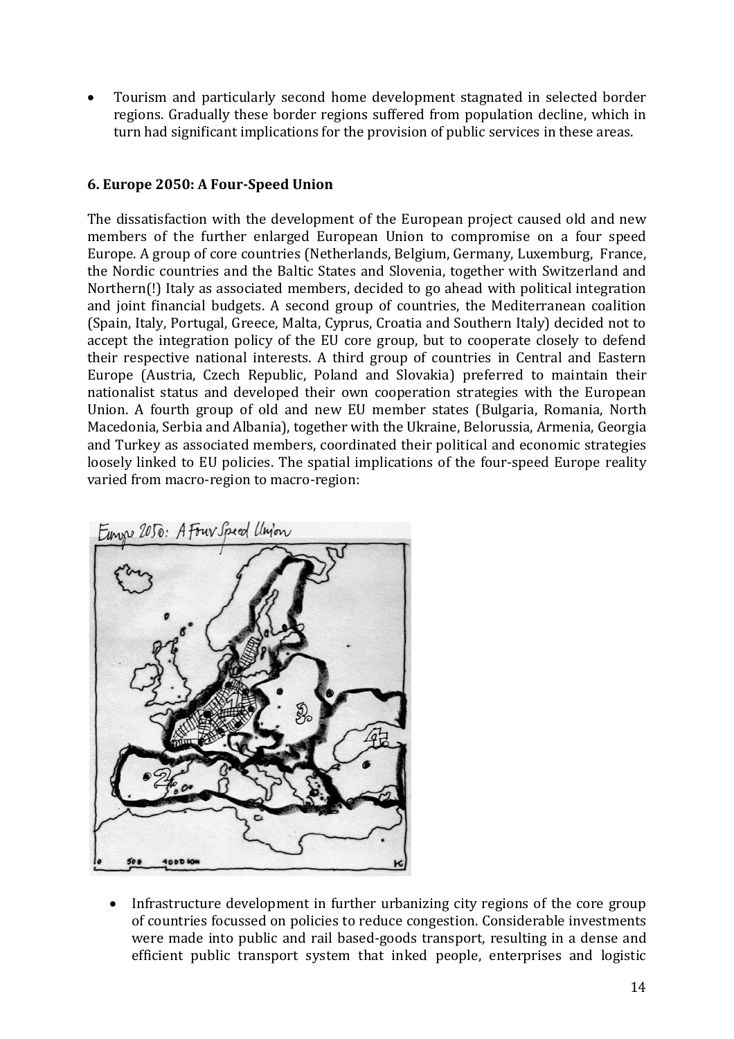- Tourism and particularly second home development stagnated in selected border regions. Gradually these border regions suffered from population decline, which in turn had significant implications for the provision of public services in these areas.

## 6. Europe 2050: A Four-Speed Union

The dissatisfaction with the development of the European project caused old and new members of the further enlarged European Union to compromise on a four speed Europe. A group of core countries (Netherlands, Belgium, Germany, Luxemburg, France, the Nordic countries and the Baltic States and Slovenia, together with Switzerland and Northern(!) Italy as associated members, decided to go ahead with political integration and joint financial budgets. A second group of countries, the Mediterranean coalition (Spain, Italy, Portugal, Greece, Malta, Cyprus, Croatia and Southern Italy) decided not to accept the integration policy of the EU core group, but to cooperate closely to defend their respective national interests. A third group of countries in Central and Eastern Europe (Austria, Czech Republic, Poland and Slovakia) preferred to maintain their nationalist status and developed their own cooperation strategies with the European Union. A fourth group of old and new EU member states (Bulgaria, Romania, North Macedonia, Serbia and Albania), together with the Ukraine, Belorussia, Armenia, Georgia and Turkey as associated members, coordinated their political and economic strategies loosely linked to EU policies. The spatial implications of the four-speed Europe reality varied from macro-region to macro-region:

- Infrastructure development in further urbanizing city regions of the core group of countries focussed on policies to reduce congestion. Considerable investments were made into public and rail based-goods transport, resulting in a dense and efficient public transport system that inked people, enterprises and logistic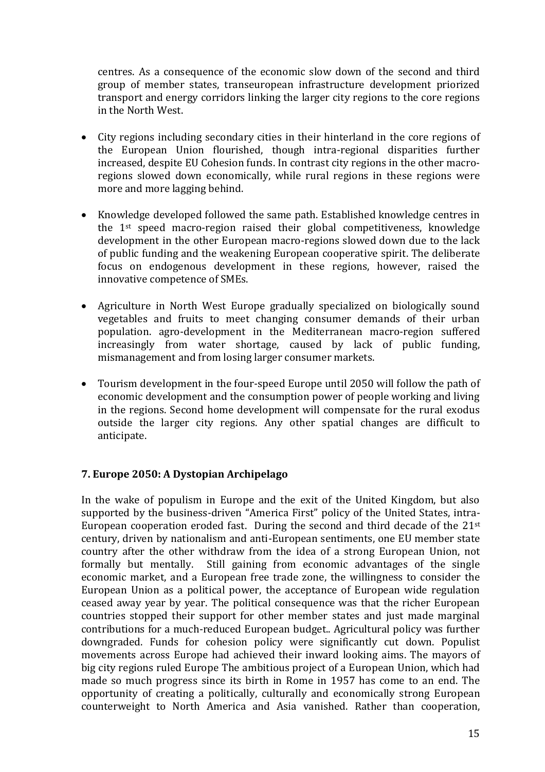centres. As a consequence of the economic slow down of the second and third group of member states, transeuropean infrastructure development priorized transport and energy corridors linking the larger city regions to the core regions in the North West.

- City regions including secondary cities in their hinterland in the core regions of the European Union flourished, though intra-regional disparities further increased, despite EU Cohesion funds. In contrast city regions in the other macro-regions slowed down economically, while rural regions in these regions were more and more lagging behind.
- Knowledge developed followed the same path. Established knowledge centres in the 1st speed macro-region raised their global competitiveness, knowledge development in the other European macro-regions slowed down due to the lack of public funding and the weakening European cooperative spirit. The deliberate focus on endogenous development in these regions, however, raised the innovative competence of SMEs.
- Agriculture in North West Europe gradually specialized on biologically sound vegetables and fruits to meet changing consumer demands of their urban population. agro-development in the Mediterranean macro-region suffered increasingly from water shortage, caused by lack of public funding, mismanagement and from losing larger consumer markets.
- Tourism development in the four-speed Europe until 2050 will follow the path of economic development and the consumption power of people working and living in the regions. Second home development will compensate for the rural exodus outside the larger city regions. Any other spatial changes are difficult to anticipate.

## 7. Europe 2050: A Dystopian Archipelago

In the wake of populism in Europe and the exit of the United Kingdom, but also supported by the business-driven "America First" policy of the United States, intra-European cooperation eroded fast. During the second and third decade of the 21st century, driven by nationalism and anti-European sentiments, one EU member state country after the other withdraw from the idea of a strong European Union, not formally but mentally. Still gaining from economic advantages of the single economic market, and a European free trade zone, the willingness to consider the European Union as a political power, the acceptance of European wide regulation ceased away year by year. The political consequence was that the richer European countries stopped their support for other member states and just made marginal contributions for a much-reduced European budget.. Agricultural policy was further downgraded. Funds for cohesion policy were significantly cut down. Populist movements across Europe had achieved their inward looking aims. The mayors of big city regions ruled Europe The ambitious project of a European Union, which had made so much progress since its birth in Rome in 1957 has come to an end. The opportunity of creating a politically, culturally and economically strong European counterweight to North America and Asia vanished. Rather than cooperation,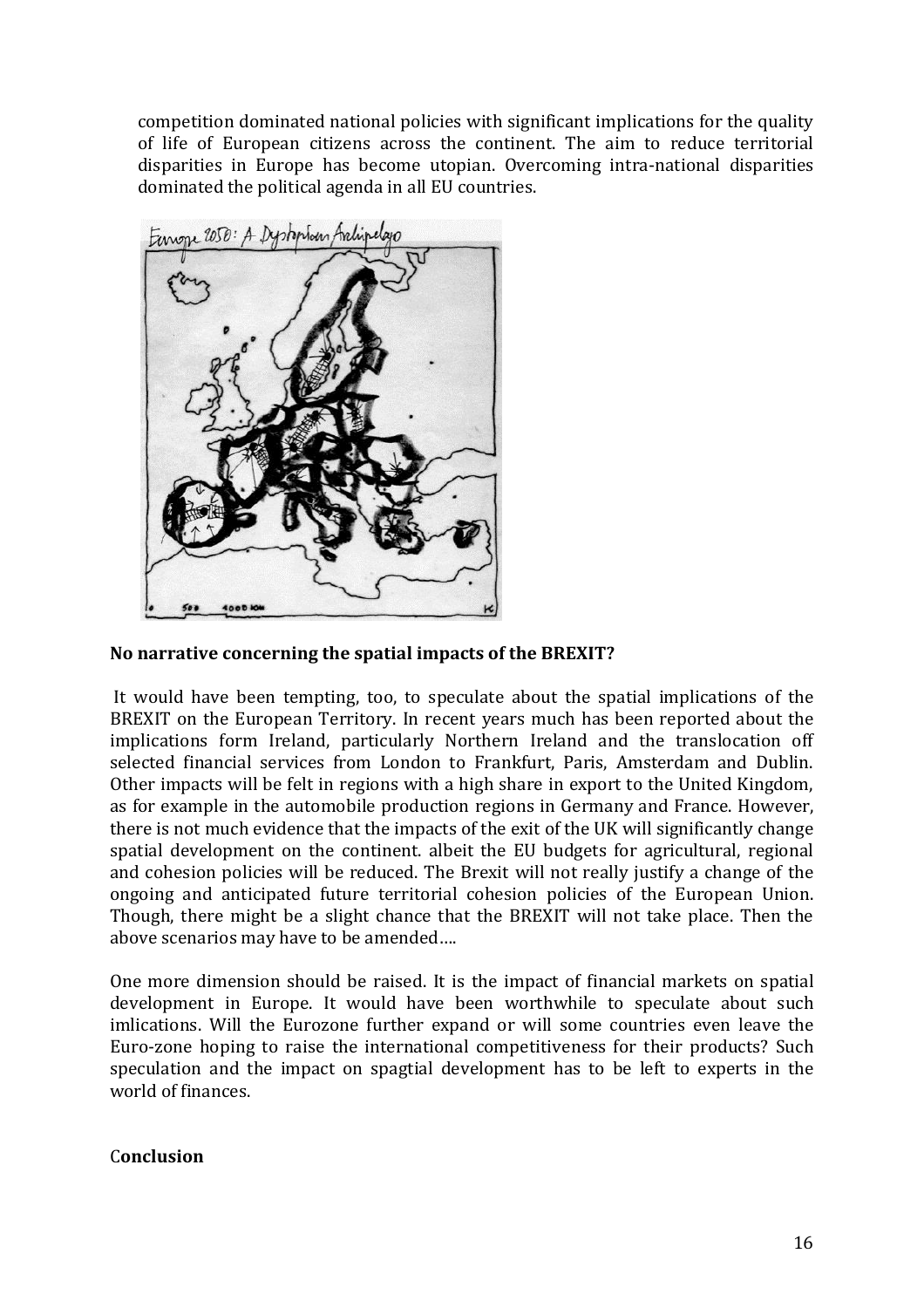competition dominated national policies with significant implications for the quality of life of European citizens across the continent. The aim to reduce territorial disparities in Europe has become utopian. Overcoming intra-national disparities dominated the political agenda in all EU countries.

**No narrative concerning the spatial impacts of the BREXIT?**

It would have been tempting, too, to speculate about the spatial implications of the BREXIT on the European Territory. In recent years much has been reported about the implications form Ireland, particularly Northern Ireland and the translocation off selected financial services from London to Frankfurt, Paris, Amsterdam and Dublin. Other impacts will be felt in regions with a high share in export to the United Kingdom, as for example in the automobile production regions in Germany and France. However, there is not much evidence that the impacts of the exit of the UK will significantly change spatial development on the continent. albeit the EU budgets for agricultural, regional and cohesion policies will be reduced. The Brexit will not really justify a change of the ongoing and anticipated future territorial cohesion policies of the European Union. Though, there might be a slight chance that the BREXIT will not take place. Then the above scenarios may have to be amended….

One more dimension should be raised. It is the impact of financial markets on spatial development in Europe. It would have been worthwhile to speculate about such imlications. Will the Eurozone further expand or will some countries even leave the Euro-zone hoping to raise the international competitiveness for their products? Such speculation and the impact on spagtial development has to be left to experts in the world of finances.

**Conclusion**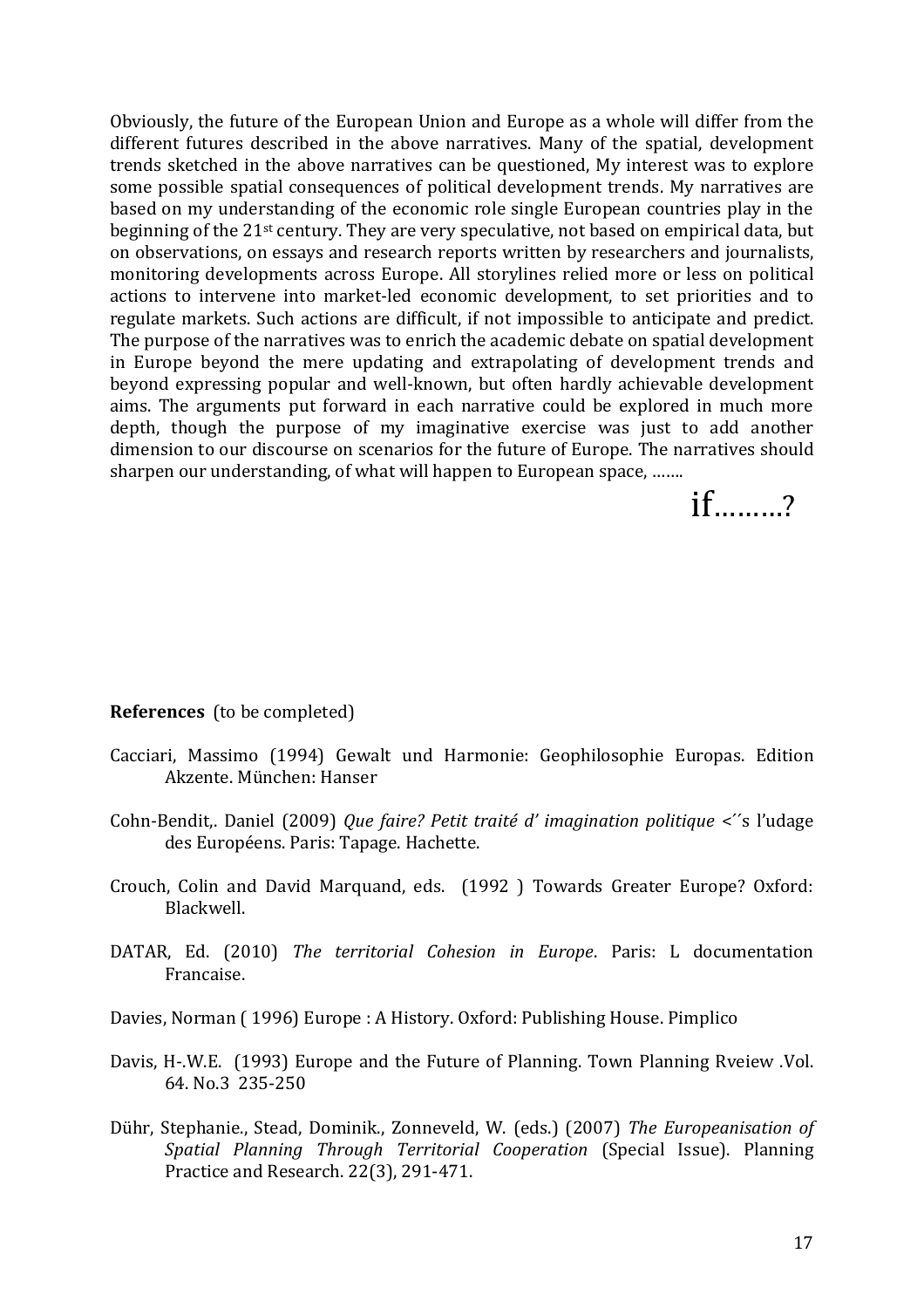Obviously, the future of the European Union and Europe as a whole will differ from the different futures described in the above narratives. Many of the spatial, development trends sketched in the above narratives can be questioned, My interest was to explore some possible spatial consequences of political development trends. My narratives are based on my understanding of the economic role single European countries play in the beginning of the 21st century. They are very speculative, not based on empirical data, but on observations, on essays and research reports written by researchers and journalists, monitoring developments across Europe. All storylines relied more or less on political actions to intervene into market-led economic development, to set priorities and to regulate markets. Such actions are difficult, if not impossible to anticipate and predict. The purpose of the narratives was to enrich the academic debate on spatial development in Europe beyond the mere updating and extrapolating of development trends and beyond expressing popular and well-known, but often hardly achievable development aims. The arguments put forward in each narrative could be explored in much more depth, though the purpose of my imaginative exercise was just to add another dimension to our discourse on scenarios for the future of Europe. The narratives should sharpen our understanding, of what will happen to European space, …….

if………?

**References** (to be completed)

Cacciari, Massimo (1994) Gewalt und Harmonie: Geophilosophie Europas. Edition Akzente. München: Hanser

Cohn-Bendit,. Daniel (2009) *Que faire? Petit traité d' imagination politique* <´´s l'udage des Européens. Paris: Tapage. Hachette.

Crouch, Colin and David Marquand, eds. (1992 ) Towards Greater Europe? Oxford: Blackwell.

DATAR, Ed. (2010) *The territorial Cohesion in Europe*. Paris: L documentation Francaise.

Davies, Norman ( 1996) Europe : A History. Oxford: Publishing House. Pimplico

Davis, H-.W.E. (1993) Europe and the Future of Planning. Town Planning Rveiew .Vol. 64. No.3 235-250

Dühr, Stephanie., Stead, Dominik., Zonneveld, W. (eds.) (2007) *The Europeanisation of Spatial Planning Through Territorial Cooperation* (Special Issue). Planning Practice and Research. 22(3), 291-471.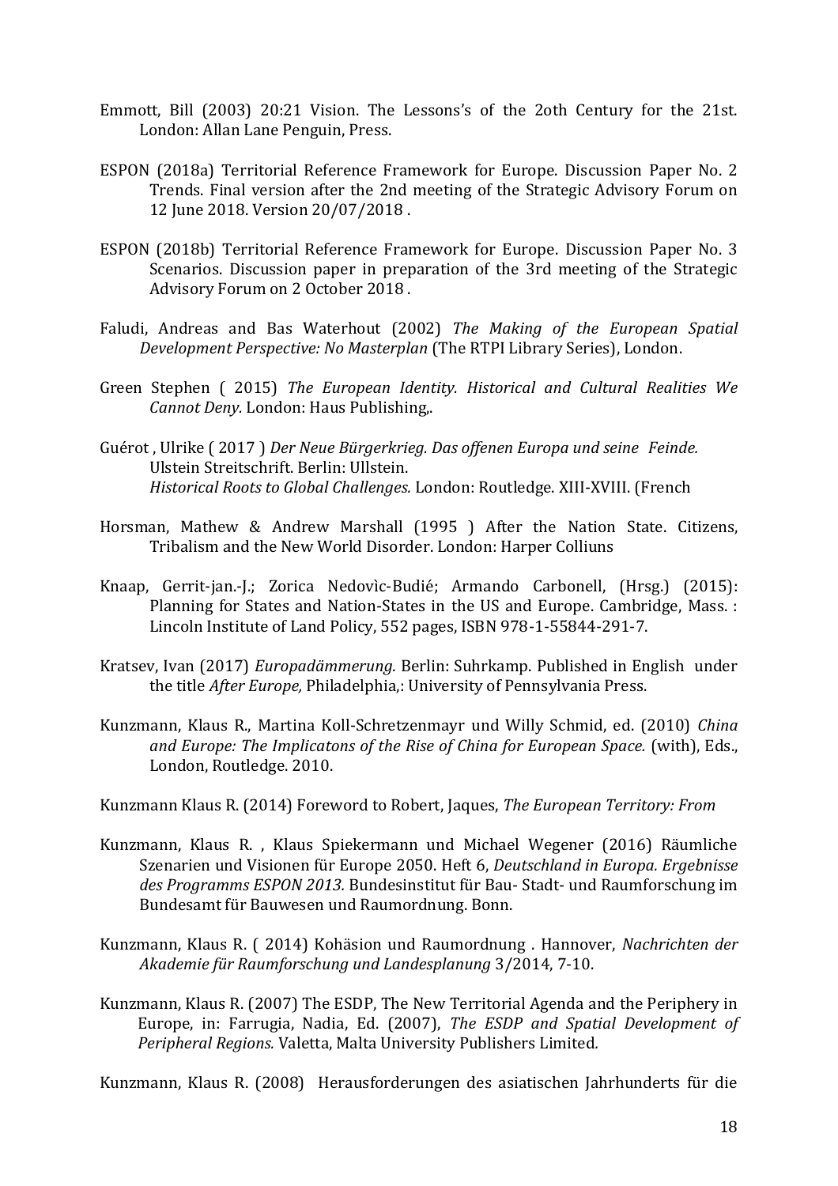Emmott, Bill (2003) 20:21 Vision. The Lessons's of the 2oth Century for the 21st. London: Allan Lane Penguin, Press.

ESPON (2018a) Territorial Reference Framework for Europe. Discussion Paper No. 2 Trends. Final version after the 2nd meeting of the Strategic Advisory Forum on 12 June 2018. Version 20/07/2018 .

ESPON (2018b) Territorial Reference Framework for Europe. Discussion Paper No. 3 Scenarios. Discussion paper in preparation of the 3rd meeting of the Strategic Advisory Forum on 2 October 2018 .

Faludi, Andreas and Bas Waterhout (2002) *The Making of the European Spatial Development Perspective: No Masterplan* (The RTPI Library Series), London.

Green Stephen ( 2015) *The European Identity. Historical and Cultural Realities We Cannot Deny.* London: Haus Publishing,.

Guérot , Ulrike ( 2017 ) *Der Neue Bürgerkrieg. Das offenen Europa und seine Feinde.* Ulstein Streitschrift. Berlin: Ullstein.
*Historical Roots to Global Challenges.* London: Routledge. XIII-XVIII. (French

Horsman, Mathew & Andrew Marshall (1995 ) After the Nation State. Citizens, Tribalism and the New World Disorder. London: Harper Colliuns

Knaap, Gerrit-jan.-J.; Zorica Nedovìc-Budié; Armando Carbonell, (Hrsg.) (2015): Planning for States and Nation-States in the US and Europe. Cambridge, Mass. : Lincoln Institute of Land Policy, 552 pages, ISBN 978-1-55844-291-7.

Kratsev, Ivan (2017) *Europadämmerung.* Berlin: Suhrkamp. Published in English under the title *After Europe,* Philadelphia,: University of Pennsylvania Press.

Kunzmann, Klaus R., Martina Koll-Schretzenmayr und Willy Schmid, ed. (2010) *China and Europe: The Implicatons of the Rise of China for European Space.* (with), Eds., London, Routledge. 2010.

Kunzmann Klaus R. (2014) Foreword to Robert, Jaques, *The European Territory: From*

Kunzmann, Klaus R. , Klaus Spiekermann und Michael Wegener (2016) Räumliche Szenarien und Visionen für Europe 2050. Heft 6, *Deutschland in Europa. Ergebnisse des Programms ESPON 2013.* Bundesinstitut für Bau- Stadt- und Raumforschung im Bundesamt für Bauwesen und Raumordnung. Bonn.

Kunzmann, Klaus R. ( 2014) Kohäsion und Raumordnung . Hannover, *Nachrichten der Akademie für Raumforschung und Landesplanung* 3/2014, 7-10.

Kunzmann, Klaus R. (2007) The ESDP, The New Territorial Agenda and the Periphery in Europe, in: Farrugia, Nadia, Ed. (2007), *The ESDP and Spatial Development of Peripheral Regions.* Valetta, Malta University Publishers Limited.

Kunzmann, Klaus R. (2008) Herausforderungen des asiatischen Jahrhunderts für die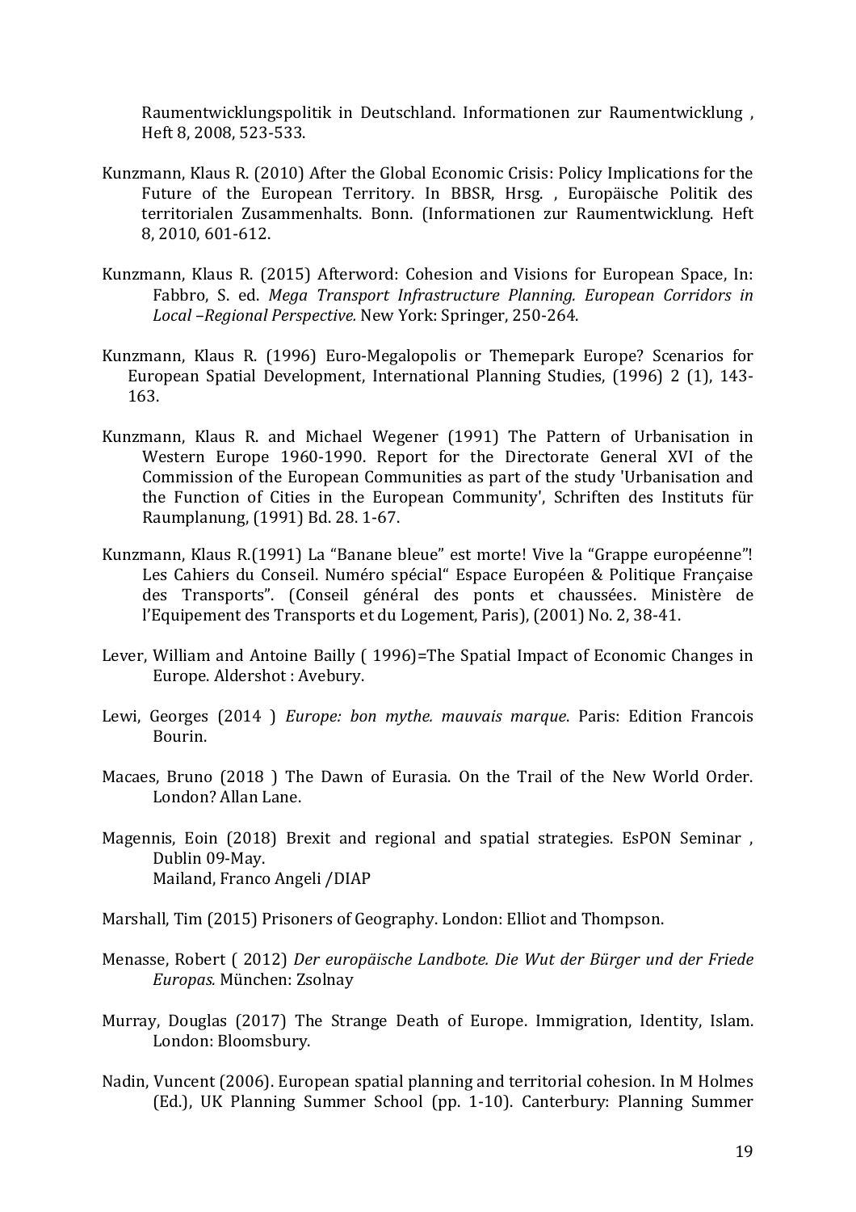Raumentwicklungspolitik in Deutschland. Informationen zur Raumentwicklung , Heft 8, 2008, 523-533.

Kunzmann, Klaus R. (2010) After the Global Economic Crisis: Policy Implications for the Future of the European Territory. In BBSR, Hrsg. , Europäische Politik des territorialen Zusammenhalts. Bonn. (Informationen zur Raumentwicklung. Heft 8, 2010, 601-612.

Kunzmann, Klaus R. (2015) Afterword: Cohesion and Visions for European Space, In: Fabbro, S. ed. *Mega Transport Infrastructure Planning. European Corridors in Local –Regional Perspective.* New York: Springer, 250-264.

Kunzmann, Klaus R. (1996) Euro-Megalopolis or Themepark Europe? Scenarios for European Spatial Development, International Planning Studies, (1996) 2 (1), 143-163.

Kunzmann, Klaus R. and Michael Wegener (1991) The Pattern of Urbanisation in Western Europe 1960-1990. Report for the Directorate General XVI of the Commission of the European Communities as part of the study 'Urbanisation and the Function of Cities in the European Community', Schriften des Instituts für Raumplanung, (1991) Bd. 28. 1-67.

Kunzmann, Klaus R.(1991) La "Banane bleue" est morte! Vive la "Grappe européenne"! Les Cahiers du Conseil. Numéro spécial" Espace Européen & Politique Française des Transports". (Conseil général des ponts et chaussées. Ministère de l'Equipement des Transports et du Logement, Paris), (2001) No. 2, 38-41.

Lever, William and Antoine Bailly ( 1996)=The Spatial Impact of Economic Changes in Europe. Aldershot : Avebury.

Lewi, Georges (2014 ) *Europe: bon mythe. mauvais marque*. Paris: Edition Francois Bourin.

Macaes, Bruno (2018 ) The Dawn of Eurasia. On the Trail of the New World Order. London? Allan Lane.

Magennis, Eoin (2018) Brexit and regional and spatial strategies. EsPON Seminar , Dublin 09-May.
Mailand, Franco Angeli /DIAP

Marshall, Tim (2015) Prisoners of Geography. London: Elliot and Thompson.

Menasse, Robert ( 2012) *Der europäische Landbote. Die Wut der Bürger und der Friede Europas.* München: Zsolnay

Murray, Douglas (2017) The Strange Death of Europe. Immigration, Identity, Islam. London: Bloomsbury.

Nadin, Vuncent (2006). European spatial planning and territorial cohesion. In M Holmes (Ed.), UK Planning Summer School (pp. 1-10). Canterbury: Planning Summer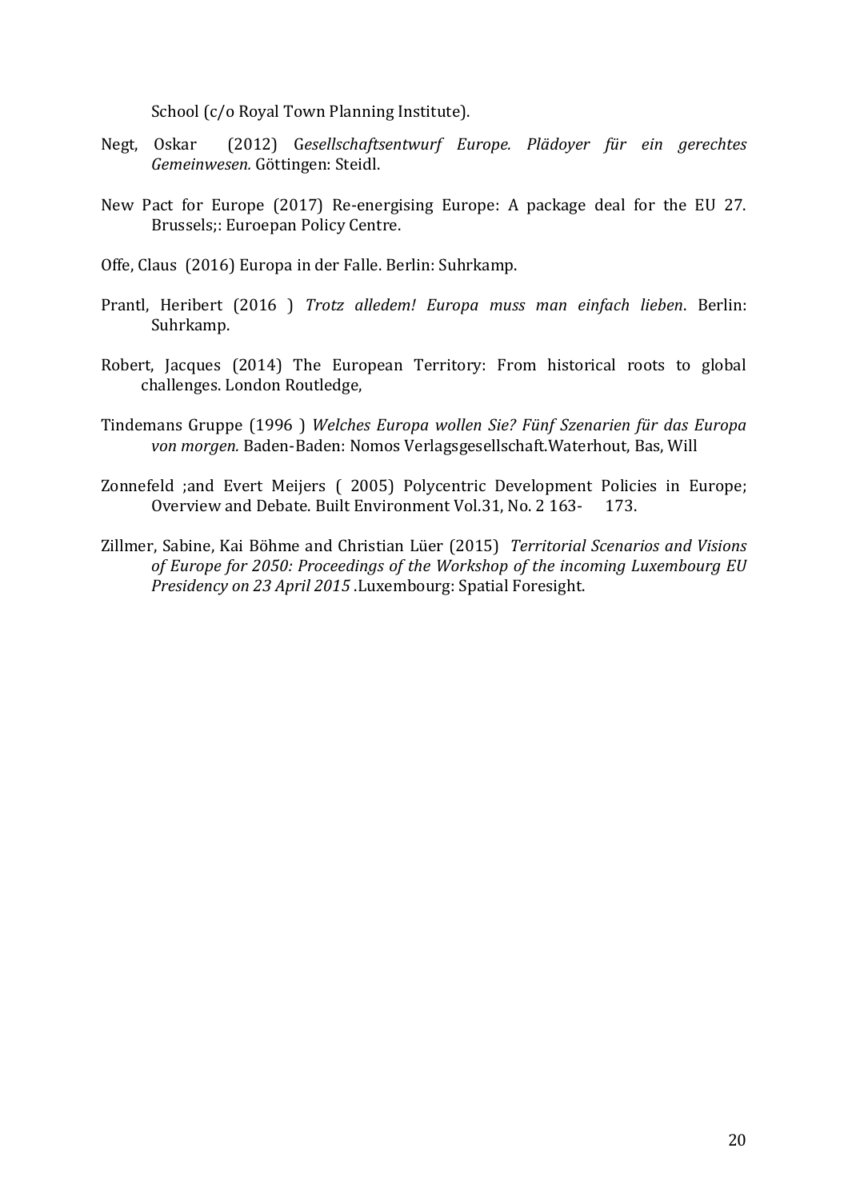School (c/o Royal Town Planning Institute).

Negt, Oskar (2012) G*esellschaftsentwurf Europe. Plädoyer für ein gerechtes Gemeinwesen.* Göttingen: Steidl.

New Pact for Europe (2017) Re-energising Europe: A package deal for the EU 27. Brussels;: Euroepan Policy Centre.

Offe, Claus (2016) Europa in der Falle. Berlin: Suhrkamp.

Prantl, Heribert (2016 ) *Trotz alledem! Europa muss man einfach lieben*. Berlin: Suhrkamp.

Robert, Jacques (2014) The European Territory: From historical roots to global challenges. London Routledge,

Tindemans Gruppe (1996 ) *Welches Europa wollen Sie? Fünf Szenarien für das Europa von morgen.* Baden-Baden: Nomos Verlagsgesellschaft.Waterhout, Bas, Will

Zonnefeld ;and Evert Meijers ( 2005) Polycentric Development Policies in Europe; Overview and Debate. Built Environment Vol.31, No. 2 163- 173.

Zillmer, Sabine, Kai Böhme and Christian Lüer (2015) *Territorial Scenarios and Visions of Europe for 2050: Proceedings of the Workshop of the incoming Luxembourg EU Presidency on 23 April 2015* .Luxembourg: Spatial Foresight.